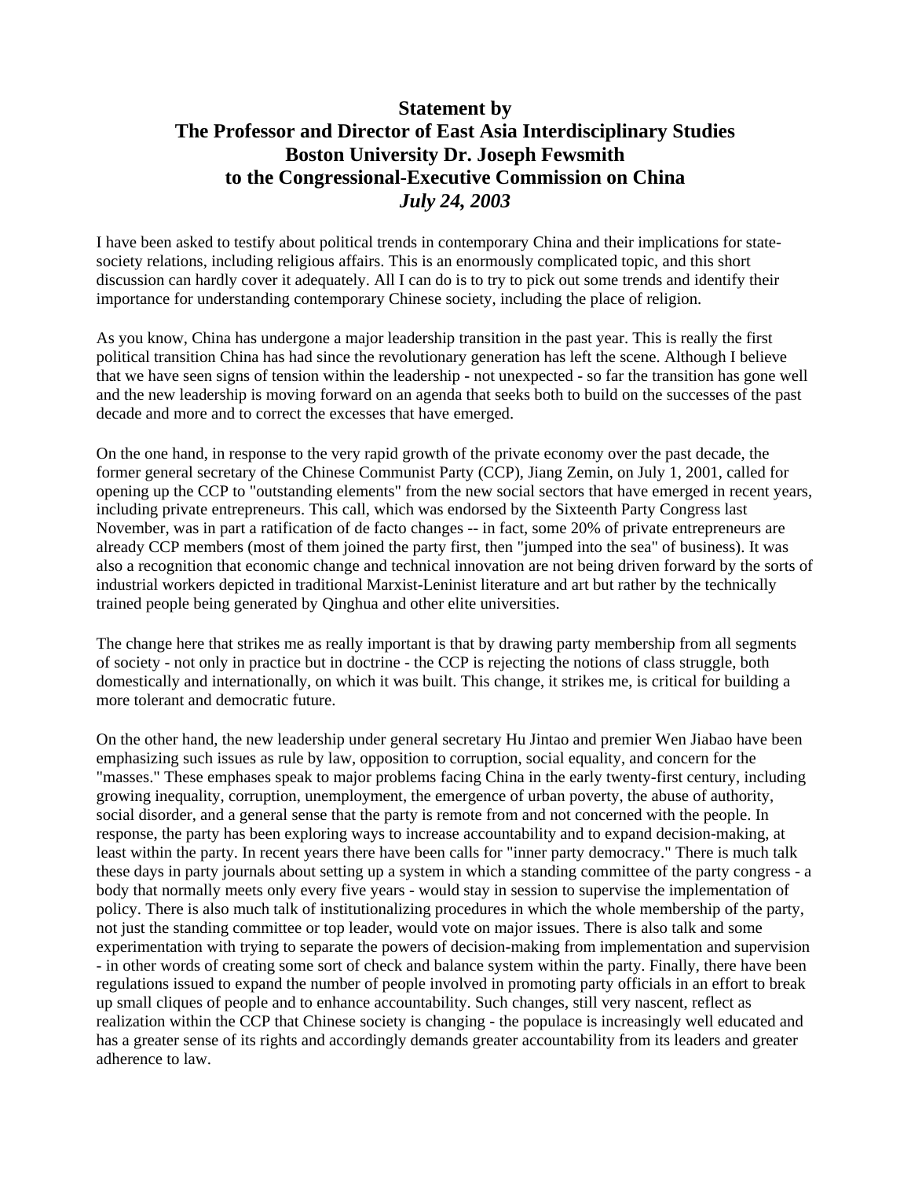# Statement by
# The Professor and Director of East Asia Interdisciplinary Studies
# Boston University Dr. Joseph Fewsmith
# to the Congressional-Executive Commission on China
# *July 24, 2003*

I have been asked to testify about political trends in contemporary China and their implications for state-society relations, including religious affairs. This is an enormously complicated topic, and this short discussion can hardly cover it adequately. All I can do is to try to pick out some trends and identify their importance for understanding contemporary Chinese society, including the place of religion.

As you know, China has undergone a major leadership transition in the past year. This is really the first political transition China has had since the revolutionary generation has left the scene. Although I believe that we have seen signs of tension within the leadership - not unexpected - so far the transition has gone well and the new leadership is moving forward on an agenda that seeks both to build on the successes of the past decade and more and to correct the excesses that have emerged.

On the one hand, in response to the very rapid growth of the private economy over the past decade, the former general secretary of the Chinese Communist Party (CCP), Jiang Zemin, on July 1, 2001, called for opening up the CCP to "outstanding elements" from the new social sectors that have emerged in recent years, including private entrepreneurs. This call, which was endorsed by the Sixteenth Party Congress last November, was in part a ratification of de facto changes -- in fact, some 20% of private entrepreneurs are already CCP members (most of them joined the party first, then "jumped into the sea" of business). It was also a recognition that economic change and technical innovation are not being driven forward by the sorts of industrial workers depicted in traditional Marxist-Leninist literature and art but rather by the technically trained people being generated by Qinghua and other elite universities.

The change here that strikes me as really important is that by drawing party membership from all segments of society - not only in practice but in doctrine - the CCP is rejecting the notions of class struggle, both domestically and internationally, on which it was built. This change, it strikes me, is critical for building a more tolerant and democratic future.

On the other hand, the new leadership under general secretary Hu Jintao and premier Wen Jiabao have been emphasizing such issues as rule by law, opposition to corruption, social equality, and concern for the "masses." These emphases speak to major problems facing China in the early twenty-first century, including growing inequality, corruption, unemployment, the emergence of urban poverty, the abuse of authority, social disorder, and a general sense that the party is remote from and not concerned with the people. In response, the party has been exploring ways to increase accountability and to expand decision-making, at least within the party. In recent years there have been calls for "inner party democracy." There is much talk these days in party journals about setting up a system in which a standing committee of the party congress - a body that normally meets only every five years - would stay in session to supervise the implementation of policy. There is also much talk of institutionalizing procedures in which the whole membership of the party, not just the standing committee or top leader, would vote on major issues. There is also talk and some experimentation with trying to separate the powers of decision-making from implementation and supervision - in other words of creating some sort of check and balance system within the party. Finally, there have been regulations issued to expand the number of people involved in promoting party officials in an effort to break up small cliques of people and to enhance accountability. Such changes, still very nascent, reflect as realization within the CCP that Chinese society is changing - the populace is increasingly well educated and has a greater sense of its rights and accordingly demands greater accountability from its leaders and greater adherence to law.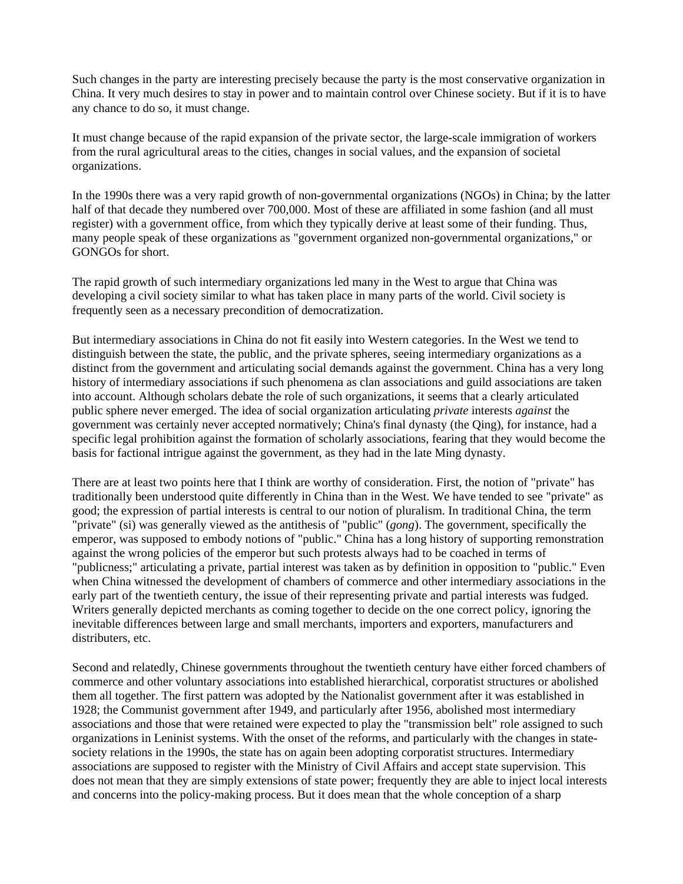Such changes in the party are interesting precisely because the party is the most conservative organization in China. It very much desires to stay in power and to maintain control over Chinese society. But if it is to have any chance to do so, it must change.

It must change because of the rapid expansion of the private sector, the large-scale immigration of workers from the rural agricultural areas to the cities, changes in social values, and the expansion of societal organizations.

In the 1990s there was a very rapid growth of non-governmental organizations (NGOs) in China; by the latter half of that decade they numbered over 700,000. Most of these are affiliated in some fashion (and all must register) with a government office, from which they typically derive at least some of their funding. Thus, many people speak of these organizations as "government organized non-governmental organizations," or GONGOs for short.

The rapid growth of such intermediary organizations led many in the West to argue that China was developing a civil society similar to what has taken place in many parts of the world. Civil society is frequently seen as a necessary precondition of democratization.

But intermediary associations in China do not fit easily into Western categories. In the West we tend to distinguish between the state, the public, and the private spheres, seeing intermediary organizations as a distinct from the government and articulating social demands against the government. China has a very long history of intermediary associations if such phenomena as clan associations and guild associations are taken into account. Although scholars debate the role of such organizations, it seems that a clearly articulated public sphere never emerged. The idea of social organization articulating *private* interests *against* the government was certainly never accepted normatively; China's final dynasty (the Qing), for instance, had a specific legal prohibition against the formation of scholarly associations, fearing that they would become the basis for factional intrigue against the government, as they had in the late Ming dynasty.

There are at least two points here that I think are worthy of consideration. First, the notion of "private" has traditionally been understood quite differently in China than in the West. We have tended to see "private" as good; the expression of partial interests is central to our notion of pluralism. In traditional China, the term "private" (si) was generally viewed as the antithesis of "public" (*gong*). The government, specifically the emperor, was supposed to embody notions of "public." China has a long history of supporting remonstration against the wrong policies of the emperor but such protests always had to be coached in terms of "publicness;" articulating a private, partial interest was taken as by definition in opposition to "public." Even when China witnessed the development of chambers of commerce and other intermediary associations in the early part of the twentieth century, the issue of their representing private and partial interests was fudged. Writers generally depicted merchants as coming together to decide on the one correct policy, ignoring the inevitable differences between large and small merchants, importers and exporters, manufacturers and distributers, etc.

Second and relatedly, Chinese governments throughout the twentieth century have either forced chambers of commerce and other voluntary associations into established hierarchical, corporatist structures or abolished them all together. The first pattern was adopted by the Nationalist government after it was established in 1928; the Communist government after 1949, and particularly after 1956, abolished most intermediary associations and those that were retained were expected to play the "transmission belt" role assigned to such organizations in Leninist systems. With the onset of the reforms, and particularly with the changes in state-society relations in the 1990s, the state has on again been adopting corporatist structures. Intermediary associations are supposed to register with the Ministry of Civil Affairs and accept state supervision. This does not mean that they are simply extensions of state power; frequently they are able to inject local interests and concerns into the policy-making process. But it does mean that the whole conception of a sharp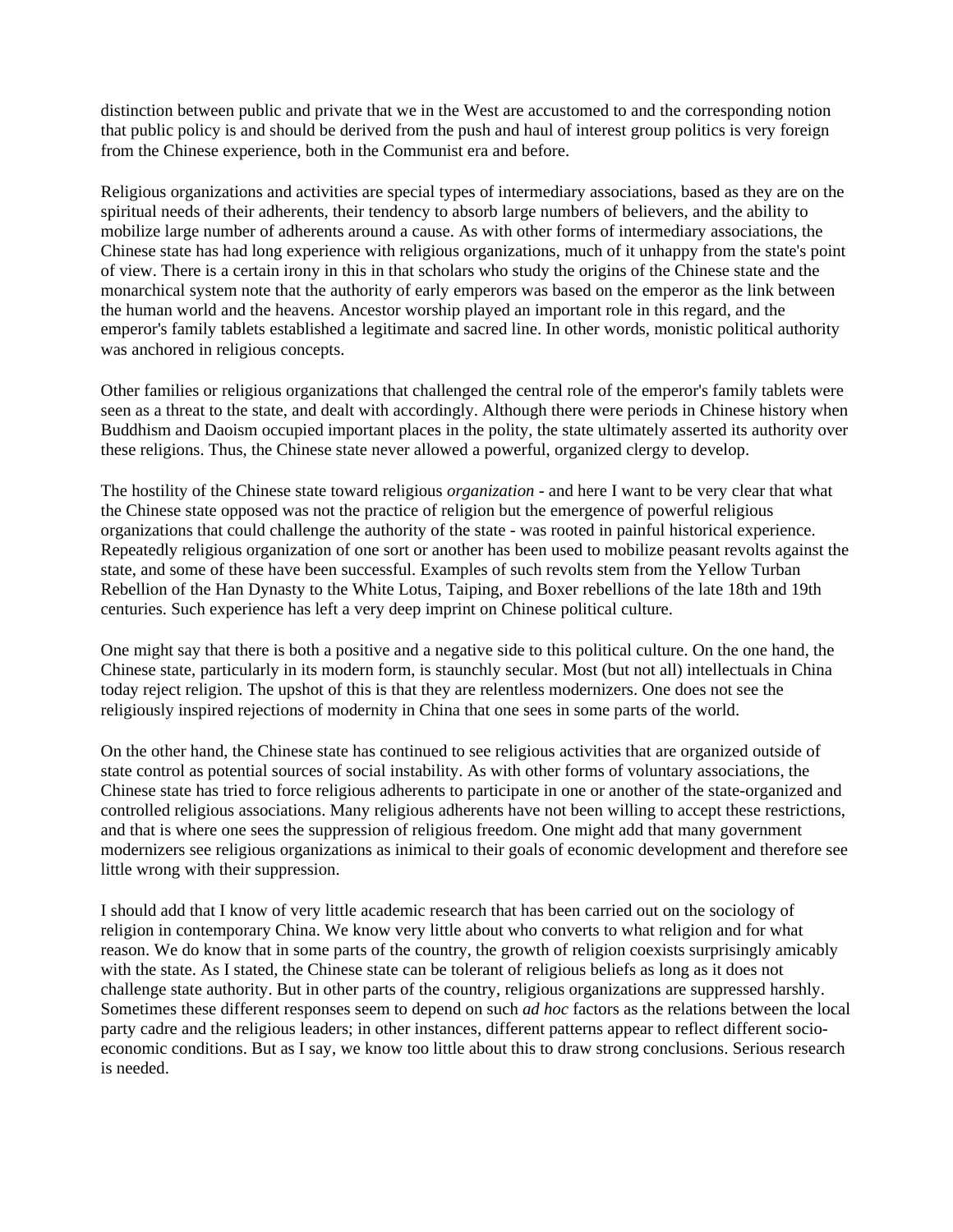distinction between public and private that we in the West are accustomed to and the corresponding notion that public policy is and should be derived from the push and haul of interest group politics is very foreign from the Chinese experience, both in the Communist era and before.

Religious organizations and activities are special types of intermediary associations, based as they are on the spiritual needs of their adherents, their tendency to absorb large numbers of believers, and the ability to mobilize large number of adherents around a cause. As with other forms of intermediary associations, the Chinese state has had long experience with religious organizations, much of it unhappy from the state's point of view. There is a certain irony in this in that scholars who study the origins of the Chinese state and the monarchical system note that the authority of early emperors was based on the emperor as the link between the human world and the heavens. Ancestor worship played an important role in this regard, and the emperor's family tablets established a legitimate and sacred line. In other words, monistic political authority was anchored in religious concepts.

Other families or religious organizations that challenged the central role of the emperor's family tablets were seen as a threat to the state, and dealt with accordingly. Although there were periods in Chinese history when Buddhism and Daoism occupied important places in the polity, the state ultimately asserted its authority over these religions. Thus, the Chinese state never allowed a powerful, organized clergy to develop.

The hostility of the Chinese state toward religious *organization* - and here I want to be very clear that what the Chinese state opposed was not the practice of religion but the emergence of powerful religious organizations that could challenge the authority of the state - was rooted in painful historical experience. Repeatedly religious organization of one sort or another has been used to mobilize peasant revolts against the state, and some of these have been successful. Examples of such revolts stem from the Yellow Turban Rebellion of the Han Dynasty to the White Lotus, Taiping, and Boxer rebellions of the late 18th and 19th centuries. Such experience has left a very deep imprint on Chinese political culture.

One might say that there is both a positive and a negative side to this political culture. On the one hand, the Chinese state, particularly in its modern form, is staunchly secular. Most (but not all) intellectuals in China today reject religion. The upshot of this is that they are relentless modernizers. One does not see the religiously inspired rejections of modernity in China that one sees in some parts of the world.

On the other hand, the Chinese state has continued to see religious activities that are organized outside of state control as potential sources of social instability. As with other forms of voluntary associations, the Chinese state has tried to force religious adherents to participate in one or another of the state-organized and controlled religious associations. Many religious adherents have not been willing to accept these restrictions, and that is where one sees the suppression of religious freedom. One might add that many government modernizers see religious organizations as inimical to their goals of economic development and therefore see little wrong with their suppression.

I should add that I know of very little academic research that has been carried out on the sociology of religion in contemporary China. We know very little about who converts to what religion and for what reason. We do know that in some parts of the country, the growth of religion coexists surprisingly amicably with the state. As I stated, the Chinese state can be tolerant of religious beliefs as long as it does not challenge state authority. But in other parts of the country, religious organizations are suppressed harshly. Sometimes these different responses seem to depend on such *ad hoc* factors as the relations between the local party cadre and the religious leaders; in other instances, different patterns appear to reflect different socio-economic conditions. But as I say, we know too little about this to draw strong conclusions. Serious research is needed.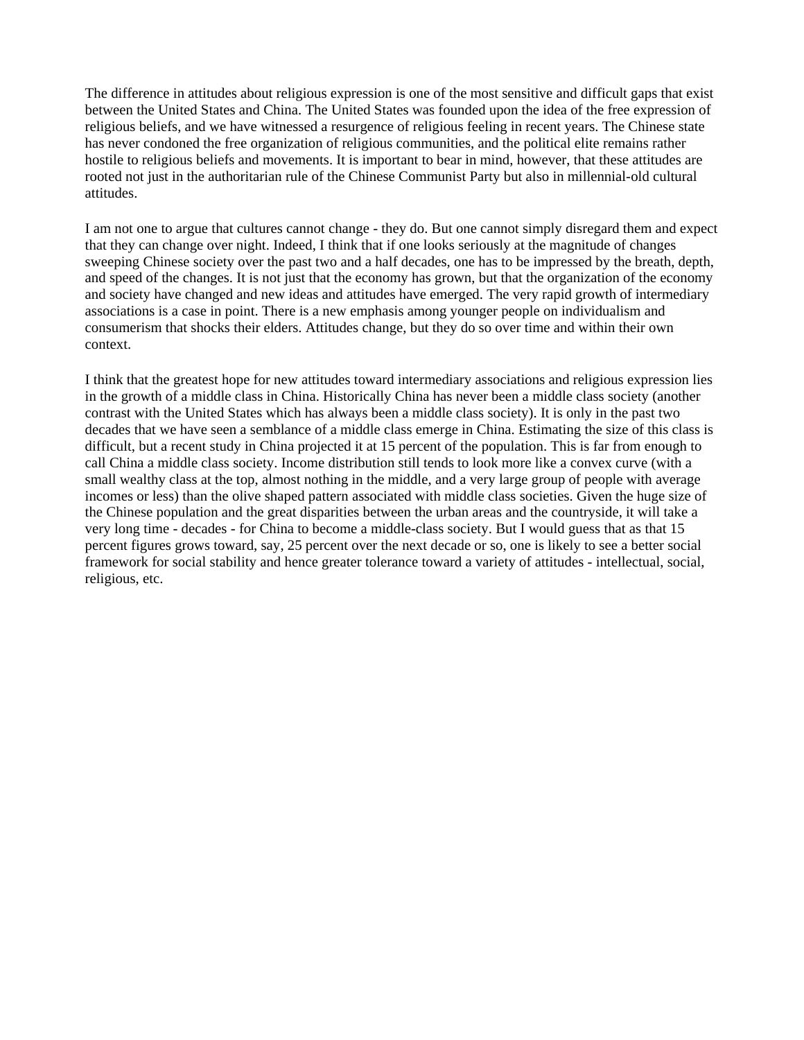The difference in attitudes about religious expression is one of the most sensitive and difficult gaps that exist between the United States and China. The United States was founded upon the idea of the free expression of religious beliefs, and we have witnessed a resurgence of religious feeling in recent years. The Chinese state has never condoned the free organization of religious communities, and the political elite remains rather hostile to religious beliefs and movements. It is important to bear in mind, however, that these attitudes are rooted not just in the authoritarian rule of the Chinese Communist Party but also in millennial-old cultural attitudes.

I am not one to argue that cultures cannot change - they do. But one cannot simply disregard them and expect that they can change over night. Indeed, I think that if one looks seriously at the magnitude of changes sweeping Chinese society over the past two and a half decades, one has to be impressed by the breath, depth, and speed of the changes. It is not just that the economy has grown, but that the organization of the economy and society have changed and new ideas and attitudes have emerged. The very rapid growth of intermediary associations is a case in point. There is a new emphasis among younger people on individualism and consumerism that shocks their elders. Attitudes change, but they do so over time and within their own context.

I think that the greatest hope for new attitudes toward intermediary associations and religious expression lies in the growth of a middle class in China. Historically China has never been a middle class society (another contrast with the United States which has always been a middle class society). It is only in the past two decades that we have seen a semblance of a middle class emerge in China. Estimating the size of this class is difficult, but a recent study in China projected it at 15 percent of the population. This is far from enough to call China a middle class society. Income distribution still tends to look more like a convex curve (with a small wealthy class at the top, almost nothing in the middle, and a very large group of people with average incomes or less) than the olive shaped pattern associated with middle class societies. Given the huge size of the Chinese population and the great disparities between the urban areas and the countryside, it will take a very long time - decades - for China to become a middle-class society. But I would guess that as that 15 percent figures grows toward, say, 25 percent over the next decade or so, one is likely to see a better social framework for social stability and hence greater tolerance toward a variety of attitudes - intellectual, social, religious, etc.